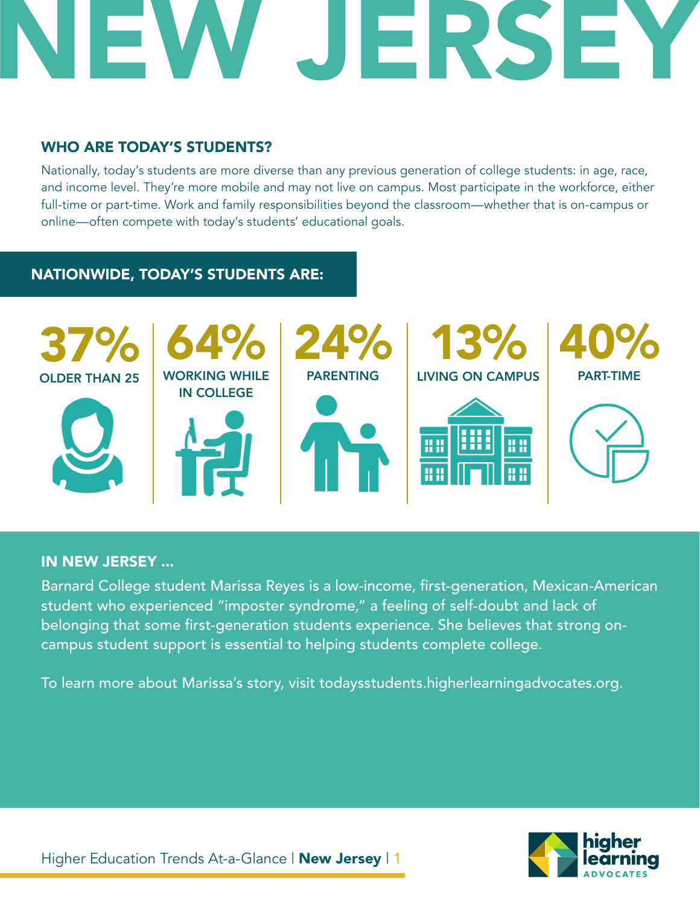# NEW JERSEY

## WHO ARE TODAY'S STUDENTS?

Nationally, today's students are more diverse than any previous generation of college students: in age, race, and income level. They're more mobile and may not live on campus. Most participate in the workforce, either full-time or part-time. Work and family responsibilities beyond the classroom—whether that is on-campus or online—often compete with today's students' educational goals.

## NATIONWIDE, TODAY'S STUDENTS ARE:

**37%** OLDER THAN 25

**64%** WORKING WHILE IN COLLEGE

**24%** PARENTING

**13%** LIVING ON CAMPUS

**40%** PART-TIME

## IN NEW JERSEY ...

Barnard College student Marissa Reyes is a low-income, first-generation, Mexican-American student who experienced "imposter syndrome," a feeling of self-doubt and lack of belonging that some first-generation students experience. She believes that strong on-campus student support is essential to helping students complete college.

To learn more about Marissa's story, visit todaysstudents.higherlearningadvocates.org.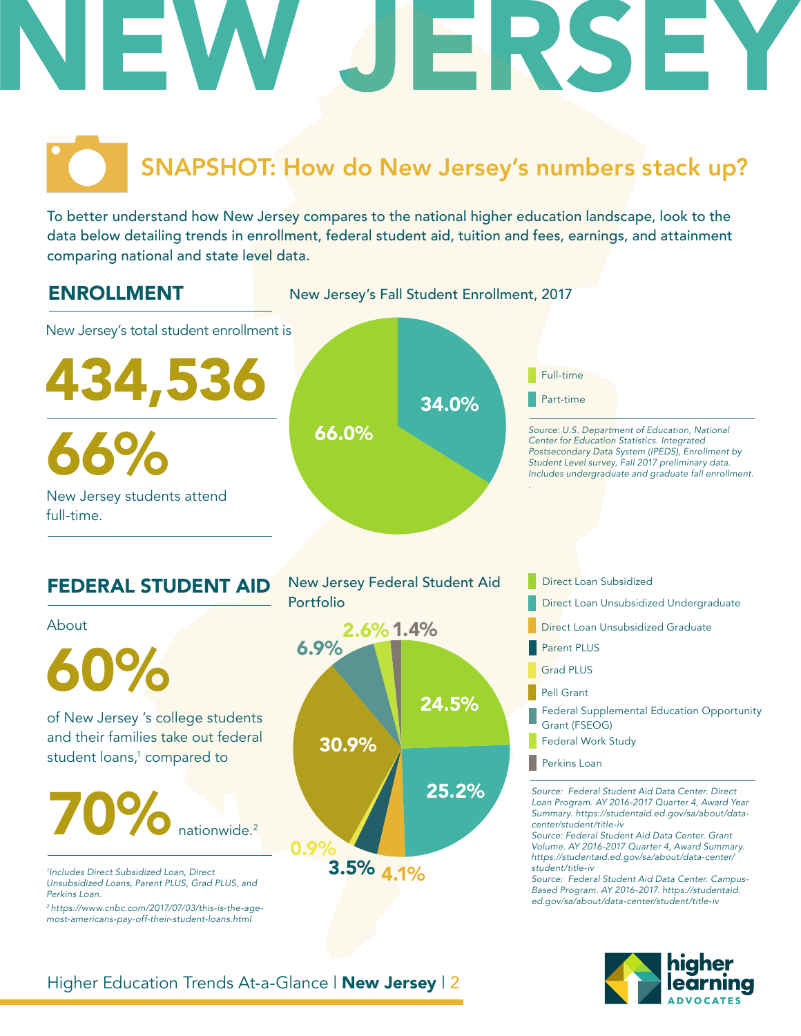# NEW JERSEY

## SNAPSHOT: How do New Jersey's numbers stack up?

To better understand how New Jersey compares to the national higher education landscape, look to the data below detailing trends in enrollment, federal student aid, tuition and fees, earnings, and attainment comparing national and state level data.

## ENROLLMENT

New Jersey's total student enrollment is

**434,536**

**66%**

New Jersey students attend full-time.

New Jersey's Fall Student Enrollment, 2017

| Enrollment | Percent |
| --- | --- |
| Full-time | 66.0% |
| Part-time | 34.0% |

*Source: U.S. Department of Education, National Center for Education Statistics. Integrated Postsecondary Data System (IPEDS), Enrollment by Student Level survey, Fall 2017 preliminary data. Includes undergraduate and graduate fall enrollment.*

## FEDERAL STUDENT AID

About

**60%**

of New Jersey 's college students and their families take out federal student loans,[1] compared to

**70%** nationwide.[2]

[1]*Includes Direct Subsidized Loan, Direct Unsubsidized Loans, Parent PLUS, Grad PLUS, and Perkins Loan.*

[2]*https://www.cnbc.com/2017/07/03/this-is-the-age-most-americans-pay-off-their-student-loans.html*

New Jersey Federal Student Aid Portfolio

| Aid Type | Percent |
| --- | --- |
| Direct Loan Subsidized | 24.5% |
| Direct Loan Unsubsidized Undergraduate | 25.2% |
| Direct Loan Unsubsidized Graduate | 4.1% |
| Parent PLUS | 3.5% |
| Grad PLUS | 0.9% |
| Pell Grant | 30.9% |
| Federal Supplemental Education Opportunity Grant (FSEOG) | 6.9% |
| Federal Work Study | 2.6% |
| Perkins Loan | 1.4% |

*Source: Federal Student Aid Data Center. Direct Loan Program. AY 2016-2017 Quarter 4, Award Year Summary. https://studentaid.ed.gov/sa/about/data-center/student/title-iv*

*Source: Federal Student Aid Data Center. Grant Volume. AY 2016-2017 Quarter 4, Award Summary. https://studentaid.ed.gov/sa/about/data-center/student/title-iv*

*Source: Federal Student Aid Data Center. Campus-Based Program. AY 2016-2017. https://studentaid.ed.gov/sa/about/data-center/student/title-iv*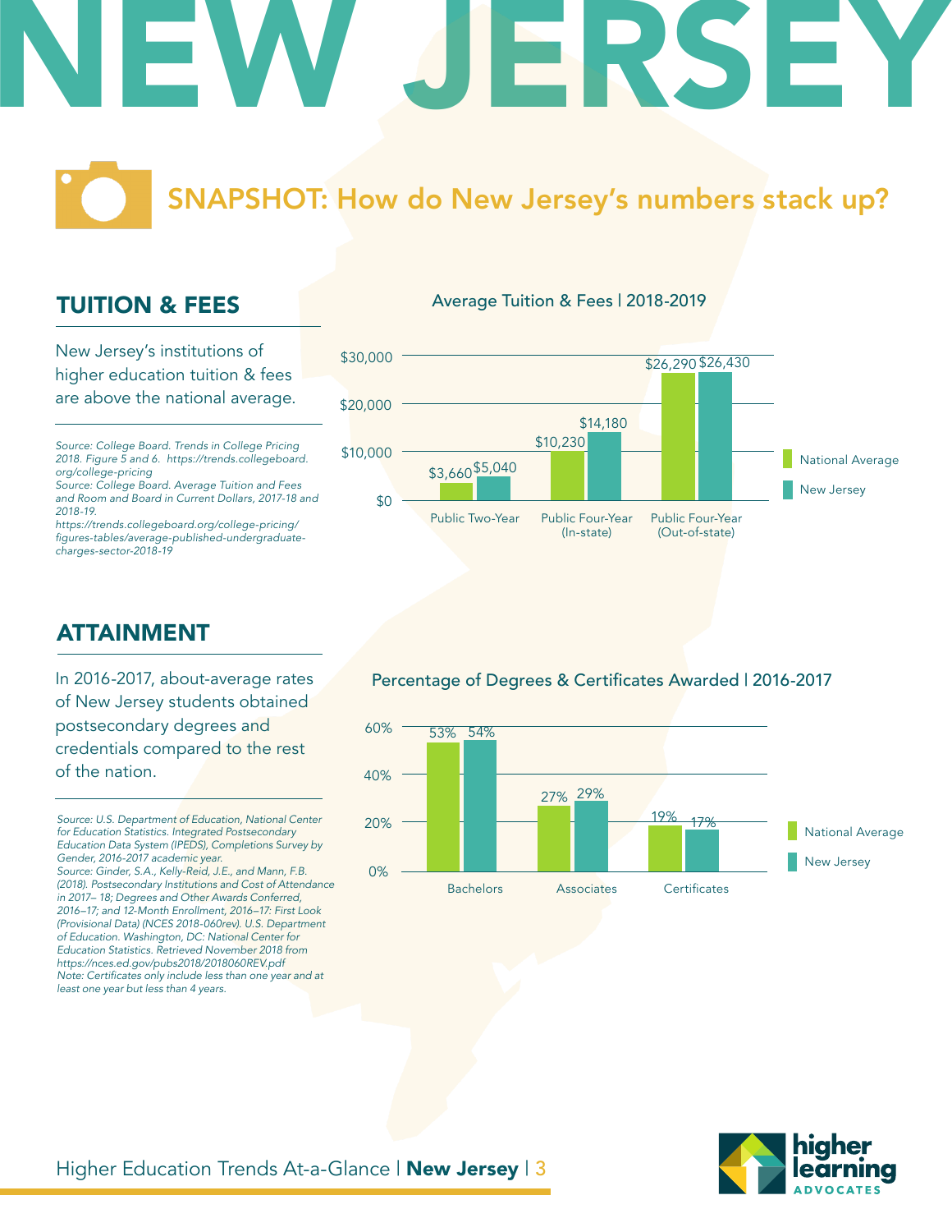# NEW JERSEY

## SNAPSHOT: How do New Jersey's numbers stack up?

### TUITION & FEES

New Jersey's institutions of higher education tuition & fees are above the national average.

*Source: College Board. Trends in College Pricing 2018. Figure 5 and 6. https://trends.collegeboard.org/college-pricing*
*Source: College Board. Average Tuition and Fees and Room and Board in Current Dollars, 2017-18 and 2018-19.*
*https://trends.collegeboard.org/college-pricing/figures-tables/average-published-undergraduate-charges-sector-2018-19*

**Average Tuition & Fees | 2018-2019**

| | National Average | New Jersey |
|---|---|---|
| Public Two-Year | $3,660 | $5,040 |
| Public Four-Year (In-state) | $10,230 | $14,180 |
| Public Four-Year (Out-of-state) | $26,290 | $26,430 |

### ATTAINMENT

In 2016-2017, about-average rates of New Jersey students obtained postsecondary degrees and credentials compared to the rest of the nation.

*Source: U.S. Department of Education, National Center for Education Statistics. Integrated Postsecondary Education Data System (IPEDS), Completions Survey by Gender, 2016-2017 academic year.*
*Source: Ginder, S.A., Kelly-Reid, J.E., and Mann, F.B. (2018). Postsecondary Institutions and Cost of Attendance in 2017– 18; Degrees and Other Awards Conferred, 2016–17; and 12-Month Enrollment, 2016–17: First Look (Provisional Data) (NCES 2018-060rev). U.S. Department of Education. Washington, DC: National Center for Education Statistics. Retrieved November 2018 from https://nces.ed.gov/pubs2018/2018060REV.pdf*
*Note: Certificates only include less than one year and at least one year but less than 4 years.*

**Percentage of Degrees & Certificates Awarded | 2016-2017**

| | National Average | New Jersey |
|---|---|---|
| Bachelors | 53% | 54% |
| Associates | 27% | 29% |
| Certificates | 19% | 17% |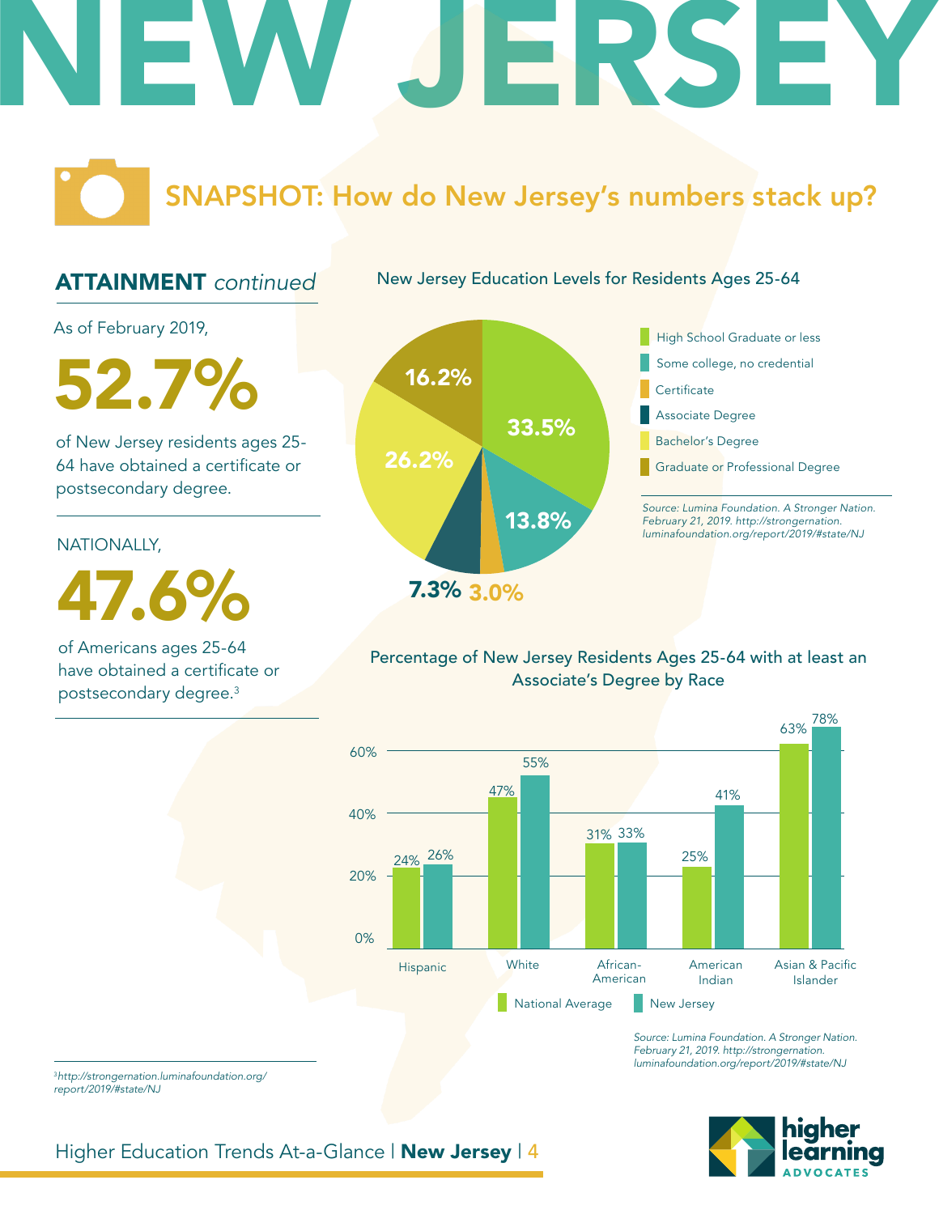# NEW JERSEY

## SNAPSHOT: How do New Jersey's numbers stack up?

### ATTAINMENT *continued*

As of February 2019,

**52.7%**

of New Jersey residents ages 25-64 have obtained a certificate or postsecondary degree.

NATIONALLY,

**47.6%**

of Americans ages 25-64 have obtained a certificate or postsecondary degree.[3]

#### New Jersey Education Levels for Residents Ages 25-64

| Education Level | Percentage |
|---|---|
| High School Graduate or less | 33.5% |
| Some college, no credential | 13.8% |
| Certificate | 3.0% |
| Associate Degree | 7.3% |
| Bachelor's Degree | 26.2% |
| Graduate or Professional Degree | 16.2% |

*Source: Lumina Foundation. A Stronger Nation. February 21, 2019. http://strongernation.luminafoundation.org/report/2019/#state/NJ*

#### Percentage of New Jersey Residents Ages 25-64 with at least an Associate's Degree by Race

| Race | National Average | New Jersey |
|---|---|---|
| Hispanic | 24% | 26% |
| White | 47% | 55% |
| African-American | 31% | 33% |
| American Indian | 25% | 41% |
| Asian & Pacific Islander | 63% | 78% |

*Source: Lumina Foundation. A Stronger Nation. February 21, 2019. http://strongernation.luminafoundation.org/report/2019/#state/NJ*

[3] *http://strongernation.luminafoundation.org/report/2019/#state/NJ*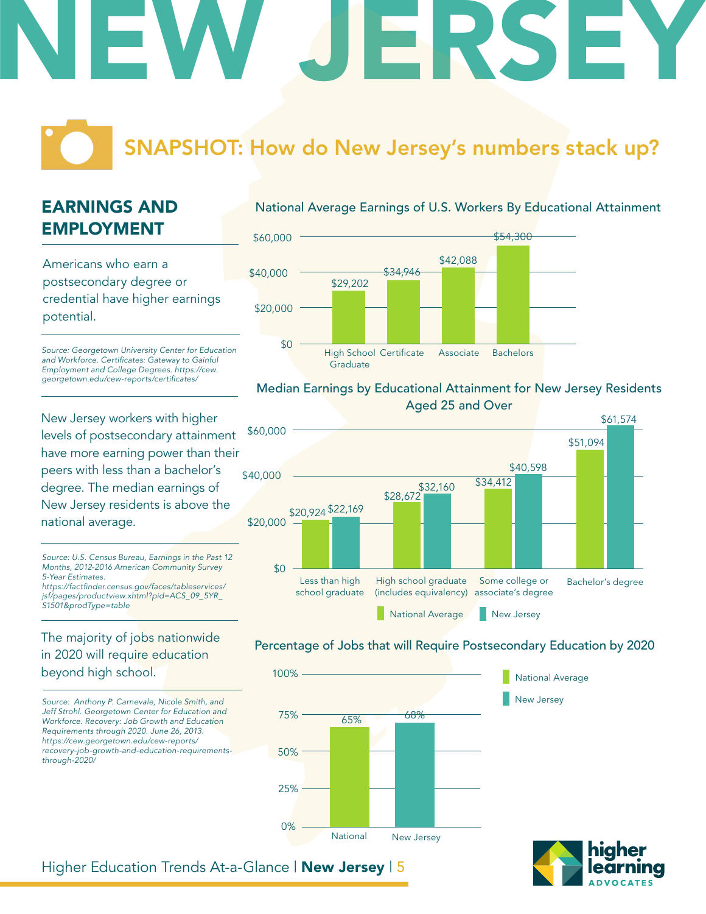# NEW JERSEY

## SNAPSHOT: How do New Jersey's numbers stack up?

### EARNINGS AND EMPLOYMENT

Americans who earn a postsecondary degree or credential have higher earnings potential.

*Source: Georgetown University Center for Education and Workforce. Certificates: Gateway to Gainful Employment and College Degrees. https://cew.georgetown.edu/cew-reports/certificates/*

**National Average Earnings of U.S. Workers By Educational Attainment**

| Educational Attainment | Earnings |
|---|---|
| High School Graduate | $29,202 |
| Certificate | $34,946 |
| Associate | $42,088 |
| Bachelors | $54,300 |

New Jersey workers with higher levels of postsecondary attainment have more earning power than their peers with less than a bachelor's degree. The median earnings of New Jersey residents is above the national average.

*Source: U.S. Census Bureau, Earnings in the Past 12 Months, 2012-2016 American Community Survey 5-Year Estimates. https://factfinder.census.gov/faces/tableservices/jsf/pages/productview.xhtml?pid=ACS_09_5YR_S1501&prodType=table*

**Median Earnings by Educational Attainment for New Jersey Residents Aged 25 and Over**

| Educational Attainment | National Average | New Jersey |
|---|---|---|
| Less than high school graduate | $20,924 | $22,169 |
| High school graduate (includes equivalency) | $28,672 | $32,160 |
| Some college or associate's degree | $34,412 | $40,598 |
| Bachelor's degree | $51,094 | $61,574 |

The majority of jobs nationwide in 2020 will require education beyond high school.

*Source: Anthony P. Carnevale, Nicole Smith, and Jeff Strohl. Georgetown Center for Education and Workforce. Recovery: Job Growth and Education Requirements through 2020. June 26, 2013. https://cew.georgetown.edu/cew-reports/recovery-job-growth-and-education-requirements-through-2020/*

**Percentage of Jobs that will Require Postsecondary Education by 2020**

| | Percentage |
|---|---|
| National | 65% |
| New Jersey | 68% |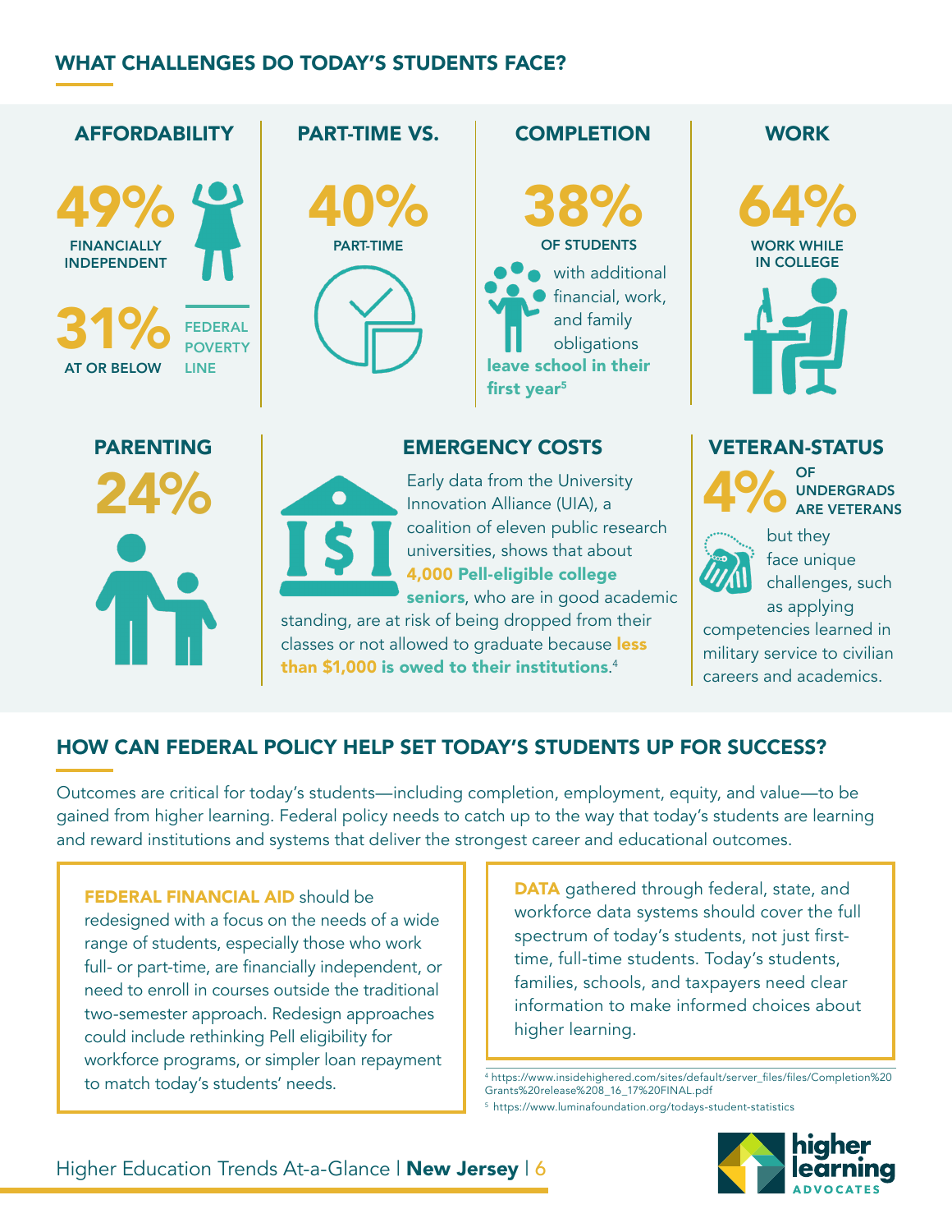## WHAT CHALLENGES DO TODAY'S STUDENTS FACE?

### AFFORDABILITY

**49%** FINANCIALLY INDEPENDENT

**31%** AT OR BELOW FEDERAL POVERTY LINE

### PART-TIME VS.

**40%** PART-TIME

### COMPLETION

**38%** OF STUDENTS with additional financial, work, and family obligations **leave school in their first year**[5]

### WORK

**64%** WORK WHILE IN COLLEGE

### PARENTING

**24%**

### EMERGENCY COSTS

Early data from the University Innovation Alliance (UIA), a coalition of eleven public research universities, shows that about **4,000 Pell-eligible college seniors**, who are in good academic standing, are at risk of being dropped from their classes or not allowed to graduate because **less than $1,000 is owed to their institutions.**[4]

### VETERAN-STATUS

**4%** OF UNDERGRADS ARE VETERANS

but they face unique challenges, such as applying competencies learned in military service to civilian careers and academics.

## HOW CAN FEDERAL POLICY HELP SET TODAY'S STUDENTS UP FOR SUCCESS?

Outcomes are critical for today's students—including completion, employment, equity, and value—to be gained from higher learning. Federal policy needs to catch up to the way that today's students are learning and reward institutions and systems that deliver the strongest career and educational outcomes.

**FEDERAL FINANCIAL AID** should be redesigned with a focus on the needs of a wide range of students, especially those who work full- or part-time, are financially independent, or need to enroll in courses outside the traditional two-semester approach. Redesign approaches could include rethinking Pell eligibility for workforce programs, or simpler loan repayment to match today's students' needs.

**DATA** gathered through federal, state, and workforce data systems should cover the full spectrum of today's students, not just first-time, full-time students. Today's students, families, schools, and taxpayers need clear information to make informed choices about higher learning.

[4] https://www.insidehighered.com/sites/default/server_files/files/Completion%20Grants%20release%208_16_17%20FINAL.pdf

[5] https://www.luminafoundation.org/todays-student-statistics

Higher Education Trends At-a-Glance | **New Jersey**